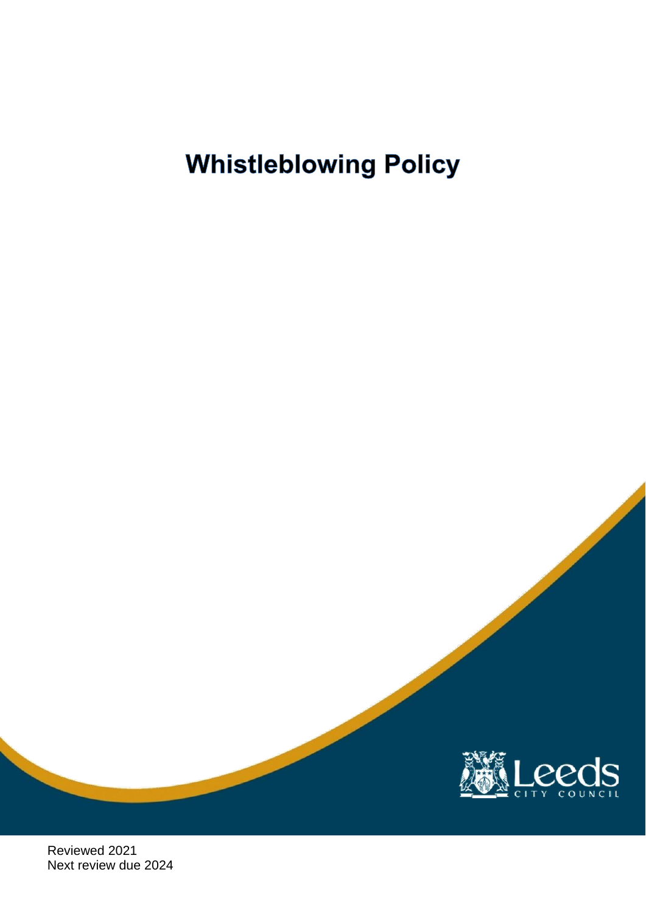# Whistleblowing Policy

Leeds
CITY COUNCIL

Reviewed 2021
Next review due 2024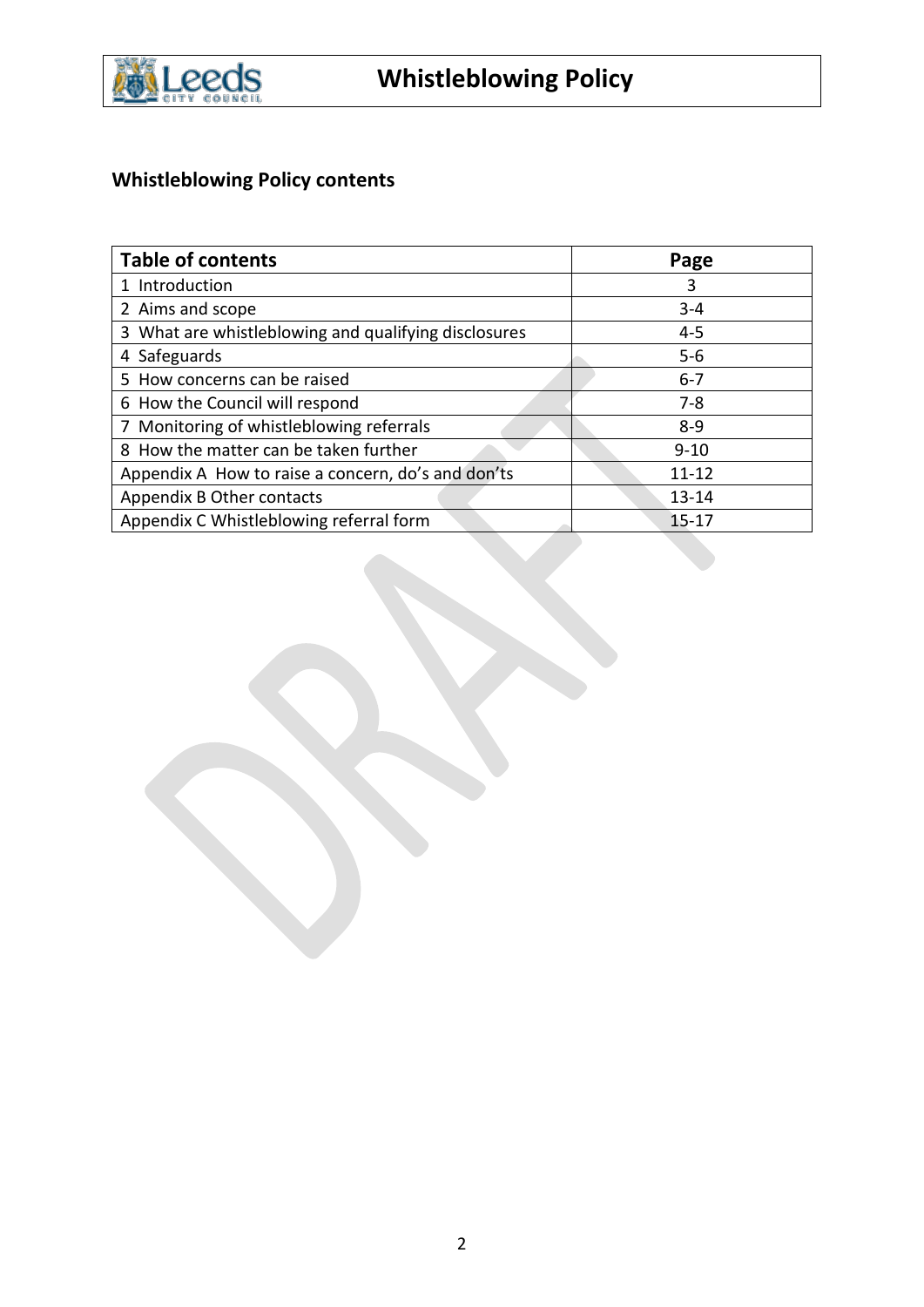## Whistleblowing Policy contents

| Table of contents | Page |
|---|---|
| 1 Introduction | 3 |
| 2 Aims and scope | 3-4 |
| 3 What are whistleblowing and qualifying disclosures | 4-5 |
| 4 Safeguards | 5-6 |
| 5 How concerns can be raised | 6-7 |
| 6 How the Council will respond | 7-8 |
| 7 Monitoring of whistleblowing referrals | 8-9 |
| 8 How the matter can be taken further | 9-10 |
| Appendix A How to raise a concern, do's and don'ts | 11-12 |
| Appendix B Other contacts | 13-14 |
| Appendix C Whistleblowing referral form | 15-17 |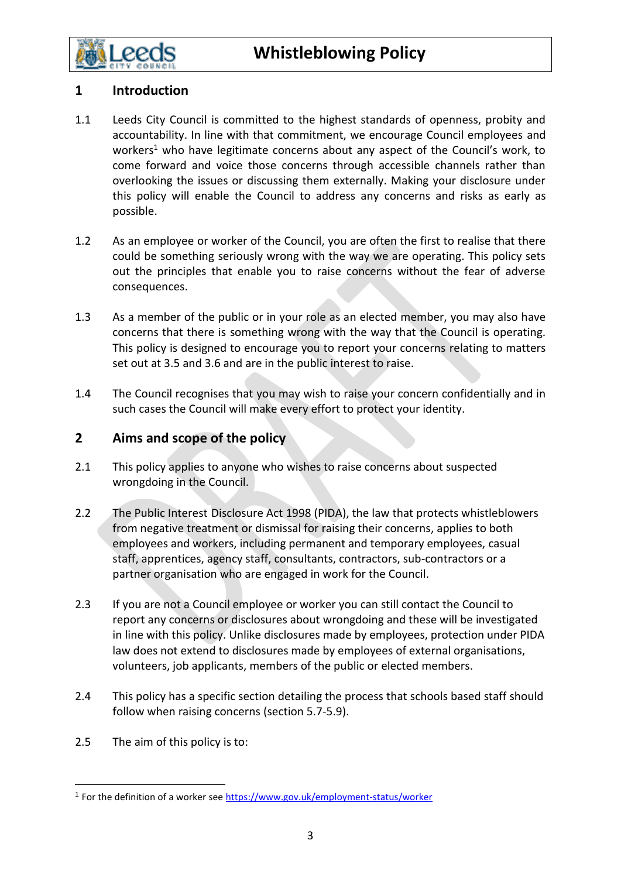# Whistleblowing Policy

## 1 Introduction

1.1 Leeds City Council is committed to the highest standards of openness, probity and accountability. In line with that commitment, we encourage Council employees and workers[1] who have legitimate concerns about any aspect of the Council's work, to come forward and voice those concerns through accessible channels rather than overlooking the issues or discussing them externally. Making your disclosure under this policy will enable the Council to address any concerns and risks as early as possible.

1.2 As an employee or worker of the Council, you are often the first to realise that there could be something seriously wrong with the way we are operating. This policy sets out the principles that enable you to raise concerns without the fear of adverse consequences.

1.3 As a member of the public or in your role as an elected member, you may also have concerns that there is something wrong with the way that the Council is operating. This policy is designed to encourage you to report your concerns relating to matters set out at 3.5 and 3.6 and are in the public interest to raise.

1.4 The Council recognises that you may wish to raise your concern confidentially and in such cases the Council will make every effort to protect your identity.

## 2 Aims and scope of the policy

2.1 This policy applies to anyone who wishes to raise concerns about suspected wrongdoing in the Council.

2.2 The Public Interest Disclosure Act 1998 (PIDA), the law that protects whistleblowers from negative treatment or dismissal for raising their concerns, applies to both employees and workers, including permanent and temporary employees, casual staff, apprentices, agency staff, consultants, contractors, sub-contractors or a partner organisation who are engaged in work for the Council.

2.3 If you are not a Council employee or worker you can still contact the Council to report any concerns or disclosures about wrongdoing and these will be investigated in line with this policy. Unlike disclosures made by employees, protection under PIDA law does not extend to disclosures made by employees of external organisations, volunteers, job applicants, members of the public or elected members.

2.4 This policy has a specific section detailing the process that schools based staff should follow when raising concerns (section 5.7-5.9).

2.5 The aim of this policy is to:

---

[1] For the definition of a worker see https://www.gov.uk/employment-status/worker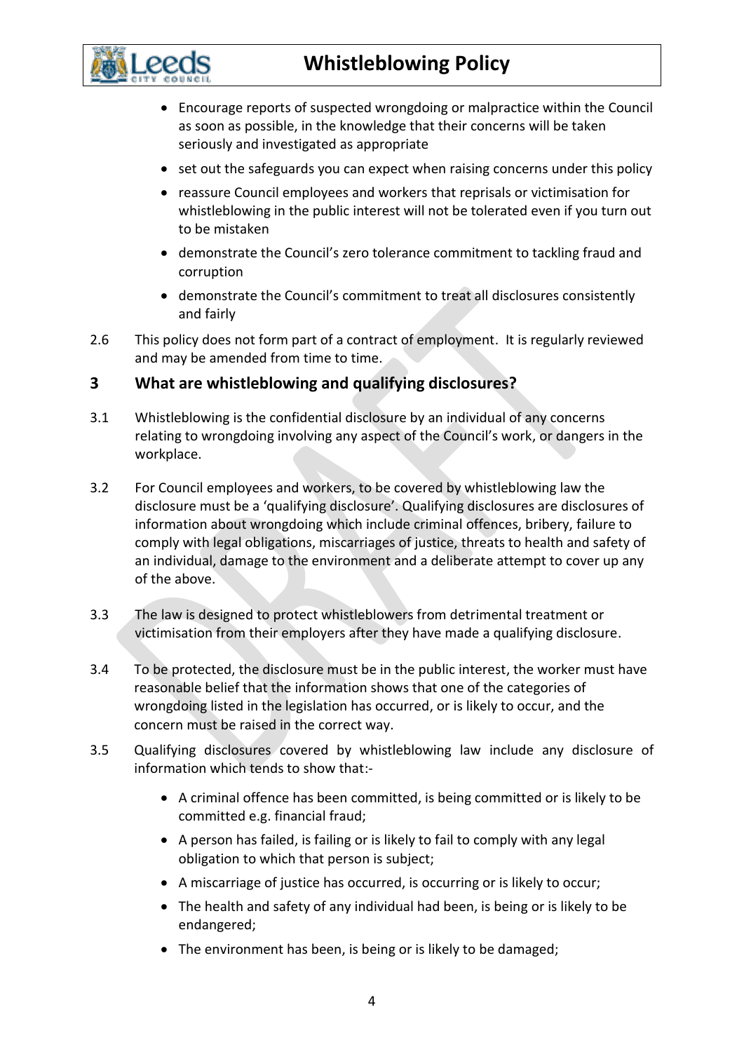- Encourage reports of suspected wrongdoing or malpractice within the Council as soon as possible, in the knowledge that their concerns will be taken seriously and investigated as appropriate
- set out the safeguards you can expect when raising concerns under this policy
- reassure Council employees and workers that reprisals or victimisation for whistleblowing in the public interest will not be tolerated even if you turn out to be mistaken
- demonstrate the Council's zero tolerance commitment to tackling fraud and corruption
- demonstrate the Council's commitment to treat all disclosures consistently and fairly

2.6 This policy does not form part of a contract of employment. It is regularly reviewed and may be amended from time to time.

## 3 What are whistleblowing and qualifying disclosures?

3.1 Whistleblowing is the confidential disclosure by an individual of any concerns relating to wrongdoing involving any aspect of the Council's work, or dangers in the workplace.

3.2 For Council employees and workers, to be covered by whistleblowing law the disclosure must be a 'qualifying disclosure'. Qualifying disclosures are disclosures of information about wrongdoing which include criminal offences, bribery, failure to comply with legal obligations, miscarriages of justice, threats to health and safety of an individual, damage to the environment and a deliberate attempt to cover up any of the above.

3.3 The law is designed to protect whistleblowers from detrimental treatment or victimisation from their employers after they have made a qualifying disclosure.

3.4 To be protected, the disclosure must be in the public interest, the worker must have reasonable belief that the information shows that one of the categories of wrongdoing listed in the legislation has occurred, or is likely to occur, and the concern must be raised in the correct way.

3.5 Qualifying disclosures covered by whistleblowing law include any disclosure of information which tends to show that:-

- A criminal offence has been committed, is being committed or is likely to be committed e.g. financial fraud;
- A person has failed, is failing or is likely to fail to comply with any legal obligation to which that person is subject;
- A miscarriage of justice has occurred, is occurring or is likely to occur;
- The health and safety of any individual had been, is being or is likely to be endangered;
- The environment has been, is being or is likely to be damaged;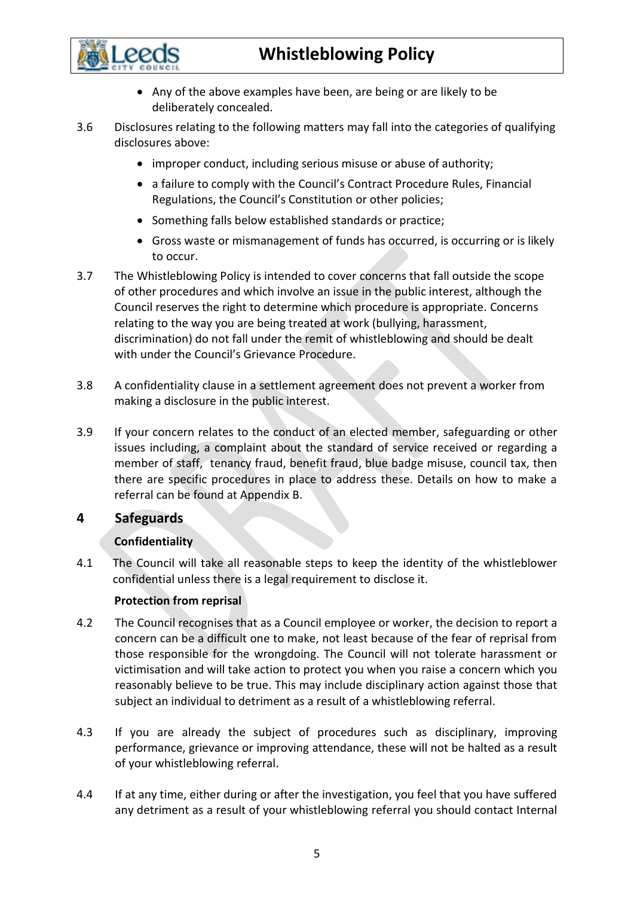- Any of the above examples have been, are being or are likely to be deliberately concealed.

3.6 Disclosures relating to the following matters may fall into the categories of qualifying disclosures above:

- improper conduct, including serious misuse or abuse of authority;
- a failure to comply with the Council's Contract Procedure Rules, Financial Regulations, the Council's Constitution or other policies;
- Something falls below established standards or practice;
- Gross waste or mismanagement of funds has occurred, is occurring or is likely to occur.

3.7 The Whistleblowing Policy is intended to cover concerns that fall outside the scope of other procedures and which involve an issue in the public interest, although the Council reserves the right to determine which procedure is appropriate. Concerns relating to the way you are being treated at work (bullying, harassment, discrimination) do not fall under the remit of whistleblowing and should be dealt with under the Council's Grievance Procedure.

3.8 A confidentiality clause in a settlement agreement does not prevent a worker from making a disclosure in the public interest.

3.9 If your concern relates to the conduct of an elected member, safeguarding or other issues including, a complaint about the standard of service received or regarding a member of staff, tenancy fraud, benefit fraud, blue badge misuse, council tax, then there are specific procedures in place to address these. Details on how to make a referral can be found at Appendix B.

## 4 Safeguards

**Confidentiality**

4.1 The Council will take all reasonable steps to keep the identity of the whistleblower confidential unless there is a legal requirement to disclose it.

**Protection from reprisal**

4.2 The Council recognises that as a Council employee or worker, the decision to report a concern can be a difficult one to make, not least because of the fear of reprisal from those responsible for the wrongdoing. The Council will not tolerate harassment or victimisation and will take action to protect you when you raise a concern which you reasonably believe to be true. This may include disciplinary action against those that subject an individual to detriment as a result of a whistleblowing referral.

4.3 If you are already the subject of procedures such as disciplinary, improving performance, grievance or improving attendance, these will not be halted as a result of your whistleblowing referral.

4.4 If at any time, either during or after the investigation, you feel that you have suffered any detriment as a result of your whistleblowing referral you should contact Internal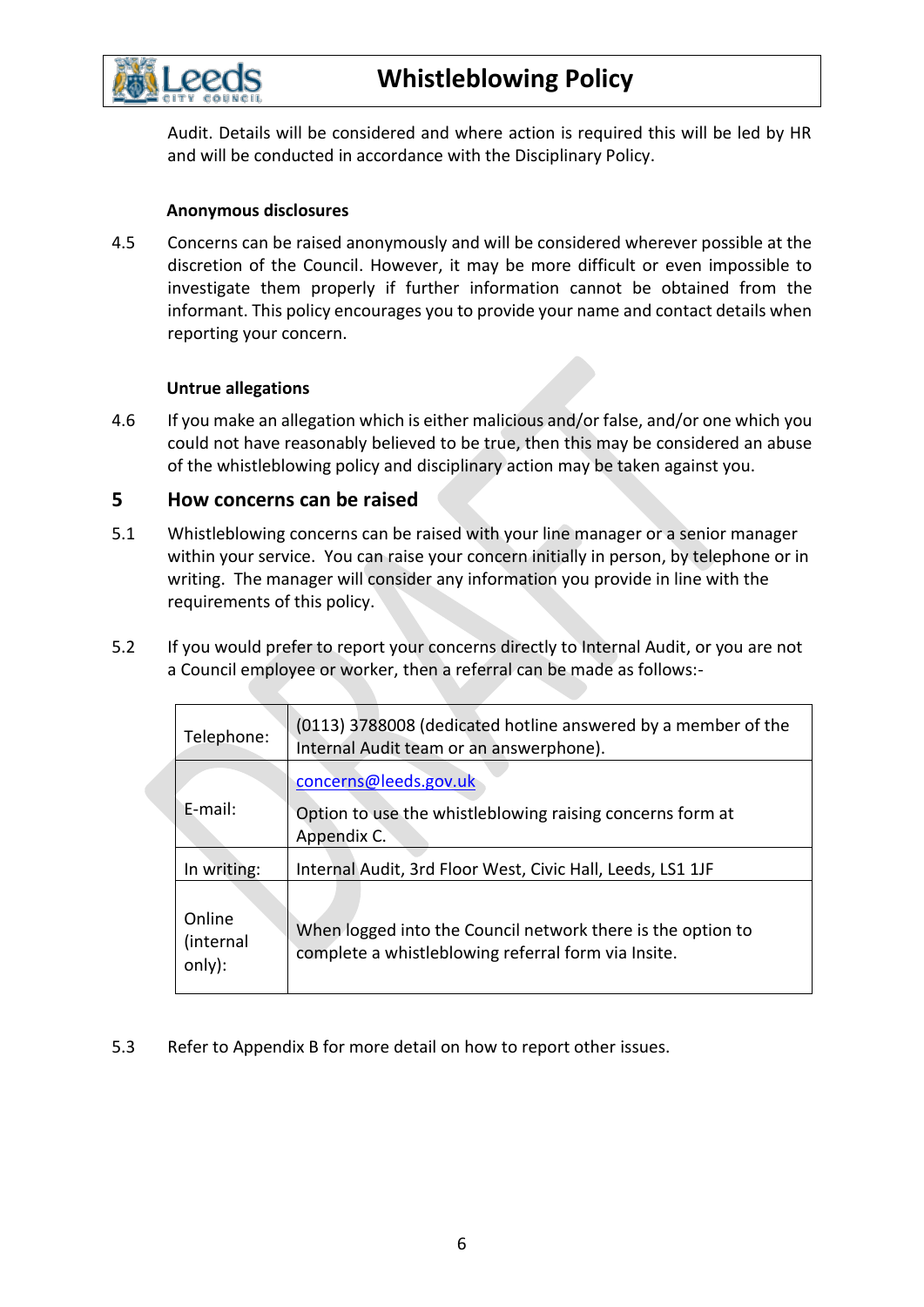Audit. Details will be considered and where action is required this will be led by HR and will be conducted in accordance with the Disciplinary Policy.

**Anonymous disclosures**

4.5 Concerns can be raised anonymously and will be considered wherever possible at the discretion of the Council. However, it may be more difficult or even impossible to investigate them properly if further information cannot be obtained from the informant. This policy encourages you to provide your name and contact details when reporting your concern.

**Untrue allegations**

4.6 If you make an allegation which is either malicious and/or false, and/or one which you could not have reasonably believed to be true, then this may be considered an abuse of the whistleblowing policy and disciplinary action may be taken against you.

## 5 How concerns can be raised

5.1 Whistleblowing concerns can be raised with your line manager or a senior manager within your service. You can raise your concern initially in person, by telephone or in writing. The manager will consider any information you provide in line with the requirements of this policy.

5.2 If you would prefer to report your concerns directly to Internal Audit, or you are not a Council employee or worker, then a referral can be made as follows:-

| | |
|---|---|
| Telephone: | (0113) 3788008 (dedicated hotline answered by a member of the Internal Audit team or an answerphone). |
| E-mail: | concerns@leeds.gov.uk<br>Option to use the whistleblowing raising concerns form at Appendix C. |
| In writing: | Internal Audit, 3rd Floor West, Civic Hall, Leeds, LS1 1JF |
| Online (internal only): | When logged into the Council network there is the option to complete a whistleblowing referral form via Insite. |

5.3 Refer to Appendix B for more detail on how to report other issues.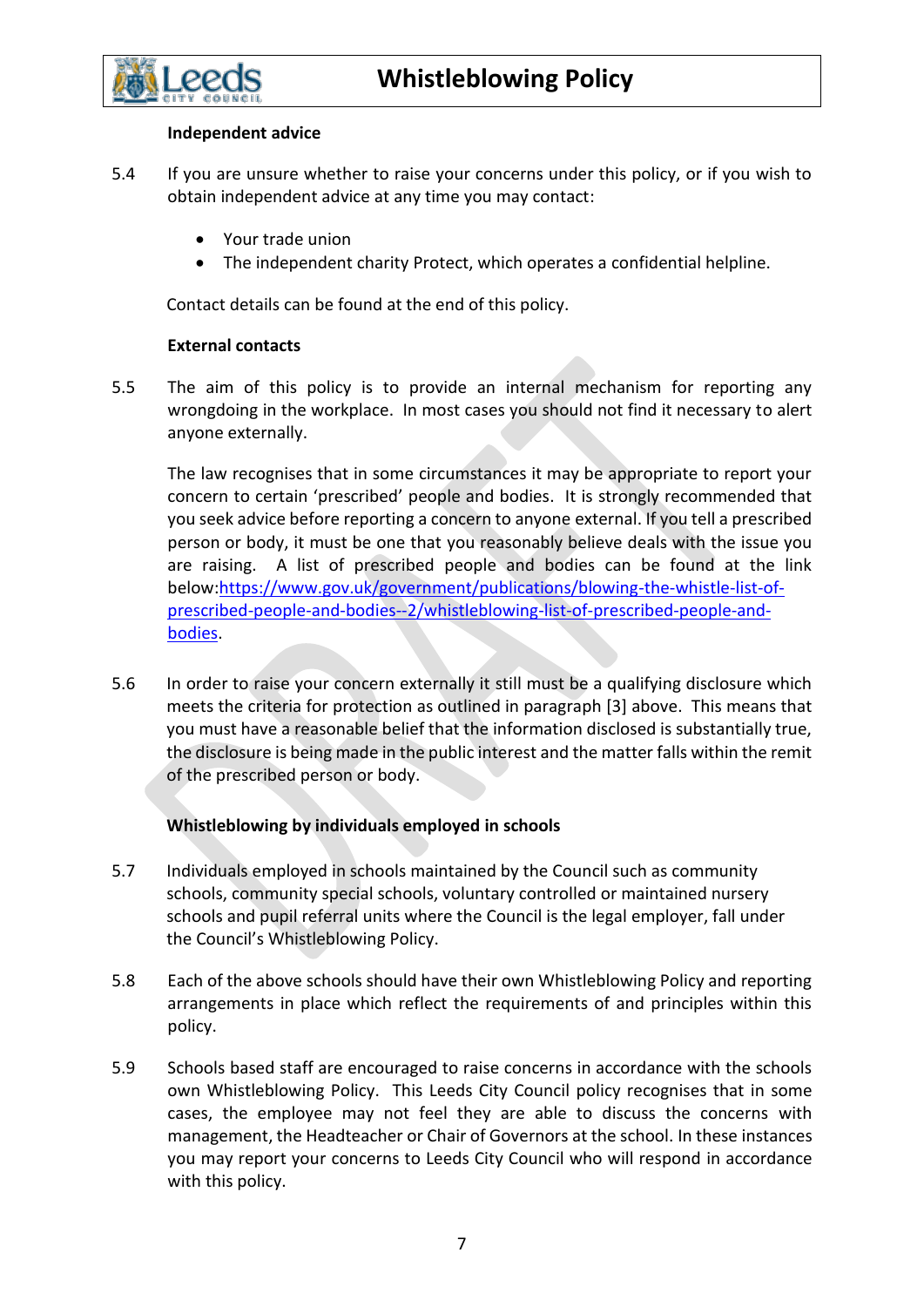### Independent advice

5.4 If you are unsure whether to raise your concerns under this policy, or if you wish to obtain independent advice at any time you may contact:

- Your trade union
- The independent charity Protect, which operates a confidential helpline.

Contact details can be found at the end of this policy.

### External contacts

5.5 The aim of this policy is to provide an internal mechanism for reporting any wrongdoing in the workplace. In most cases you should not find it necessary to alert anyone externally.

The law recognises that in some circumstances it may be appropriate to report your concern to certain 'prescribed' people and bodies. It is strongly recommended that you seek advice before reporting a concern to anyone external. If you tell a prescribed person or body, it must be one that you reasonably believe deals with the issue you are raising. A list of prescribed people and bodies can be found at the link below:[https://www.gov.uk/government/publications/blowing-the-whistle-list-of-prescribed-people-and-bodies--2/whistleblowing-list-of-prescribed-people-and-bodies](https://www.gov.uk/government/publications/blowing-the-whistle-list-of-prescribed-people-and-bodies--2/whistleblowing-list-of-prescribed-people-and-bodies).

5.6 In order to raise your concern externally it still must be a qualifying disclosure which meets the criteria for protection as outlined in paragraph [3] above. This means that you must have a reasonable belief that the information disclosed is substantially true, the disclosure is being made in the public interest and the matter falls within the remit of the prescribed person or body.

### Whistleblowing by individuals employed in schools

5.7 Individuals employed in schools maintained by the Council such as community schools, community special schools, voluntary controlled or maintained nursery schools and pupil referral units where the Council is the legal employer, fall under the Council's Whistleblowing Policy.

5.8 Each of the above schools should have their own Whistleblowing Policy and reporting arrangements in place which reflect the requirements of and principles within this policy.

5.9 Schools based staff are encouraged to raise concerns in accordance with the schools own Whistleblowing Policy. This Leeds City Council policy recognises that in some cases, the employee may not feel they are able to discuss the concerns with management, the Headteacher or Chair of Governors at the school. In these instances you may report your concerns to Leeds City Council who will respond in accordance with this policy.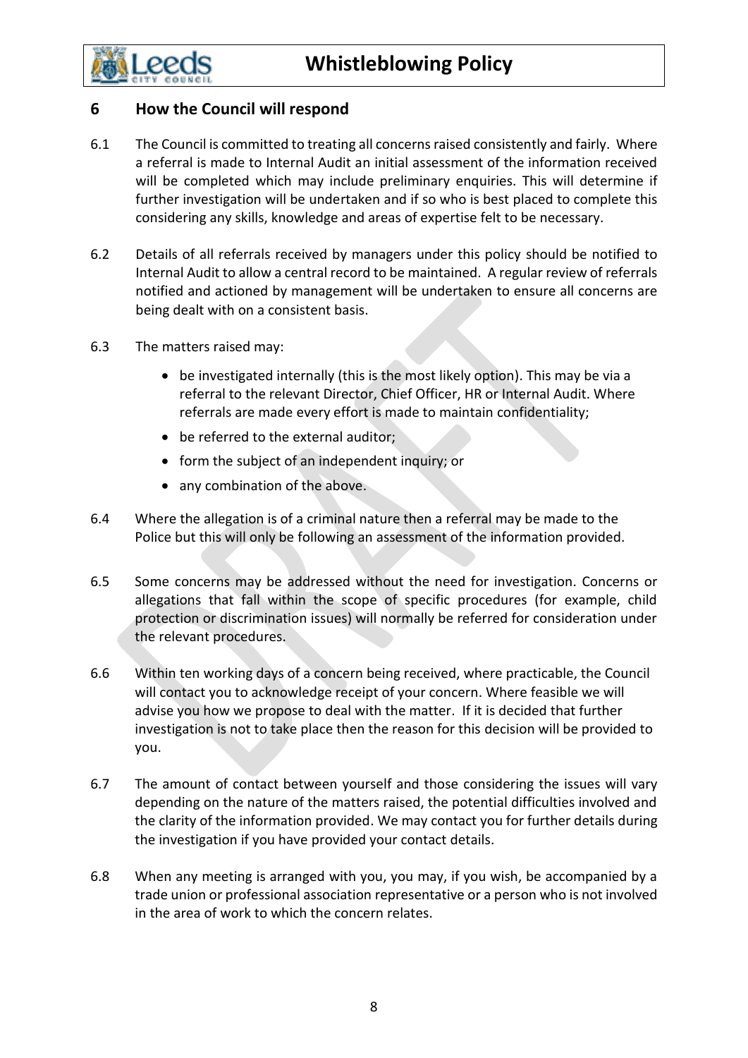## 6 How the Council will respond

6.1 The Council is committed to treating all concerns raised consistently and fairly. Where a referral is made to Internal Audit an initial assessment of the information received will be completed which may include preliminary enquiries. This will determine if further investigation will be undertaken and if so who is best placed to complete this considering any skills, knowledge and areas of expertise felt to be necessary.

6.2 Details of all referrals received by managers under this policy should be notified to Internal Audit to allow a central record to be maintained. A regular review of referrals notified and actioned by management will be undertaken to ensure all concerns are being dealt with on a consistent basis.

6.3 The matters raised may:

- be investigated internally (this is the most likely option). This may be via a referral to the relevant Director, Chief Officer, HR or Internal Audit. Where referrals are made every effort is made to maintain confidentiality;
- be referred to the external auditor;
- form the subject of an independent inquiry; or
- any combination of the above.

6.4 Where the allegation is of a criminal nature then a referral may be made to the Police but this will only be following an assessment of the information provided.

6.5 Some concerns may be addressed without the need for investigation. Concerns or allegations that fall within the scope of specific procedures (for example, child protection or discrimination issues) will normally be referred for consideration under the relevant procedures.

6.6 Within ten working days of a concern being received, where practicable, the Council will contact you to acknowledge receipt of your concern. Where feasible we will advise you how we propose to deal with the matter. If it is decided that further investigation is not to take place then the reason for this decision will be provided to you.

6.7 The amount of contact between yourself and those considering the issues will vary depending on the nature of the matters raised, the potential difficulties involved and the clarity of the information provided. We may contact you for further details during the investigation if you have provided your contact details.

6.8 When any meeting is arranged with you, you may, if you wish, be accompanied by a trade union or professional association representative or a person who is not involved in the area of work to which the concern relates.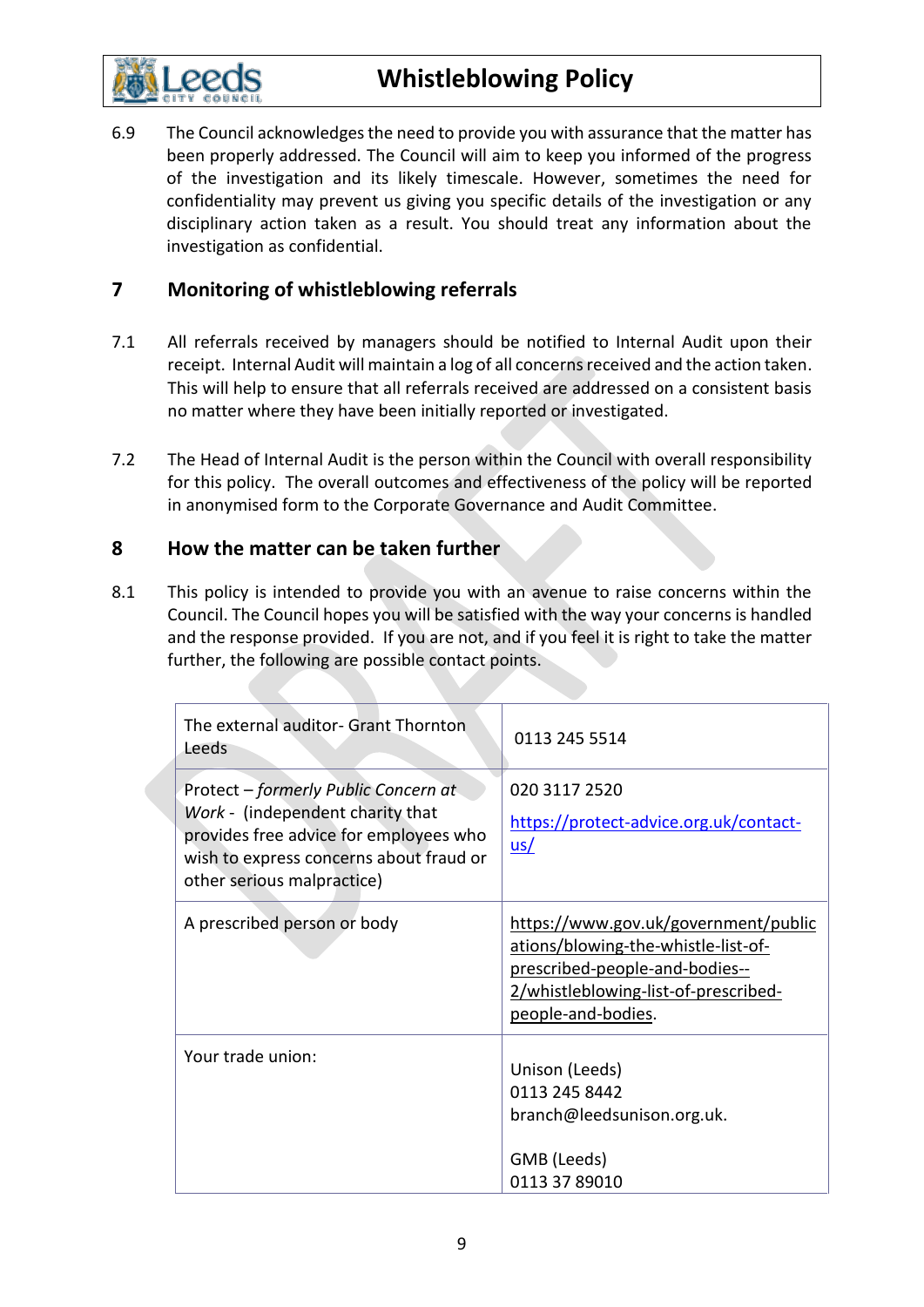6.9 The Council acknowledges the need to provide you with assurance that the matter has been properly addressed. The Council will aim to keep you informed of the progress of the investigation and its likely timescale. However, sometimes the need for confidentiality may prevent us giving you specific details of the investigation or any disciplinary action taken as a result. You should treat any information about the investigation as confidential.

## 7 Monitoring of whistleblowing referrals

7.1 All referrals received by managers should be notified to Internal Audit upon their receipt. Internal Audit will maintain a log of all concerns received and the action taken. This will help to ensure that all referrals received are addressed on a consistent basis no matter where they have been initially reported or investigated.

7.2 The Head of Internal Audit is the person within the Council with overall responsibility for this policy. The overall outcomes and effectiveness of the policy will be reported in anonymised form to the Corporate Governance and Audit Committee.

## 8 How the matter can be taken further

8.1 This policy is intended to provide you with an avenue to raise concerns within the Council. The Council hopes you will be satisfied with the way your concerns is handled and the response provided. If you are not, and if you feel it is right to take the matter further, the following are possible contact points.

| | |
|---|---|
| The external auditor- Grant Thornton Leeds | 0113 245 5514 |
| Protect – *formerly Public Concern at Work* - (independent charity that provides free advice for employees who wish to express concerns about fraud or other serious malpractice) | 020 3117 2520<br>https://protect-advice.org.uk/contact-us/ |
| A prescribed person or body | https://www.gov.uk/government/publications/blowing-the-whistle-list-of-prescribed-people-and-bodies--2/whistleblowing-list-of-prescribed-people-and-bodies. |
| Your trade union: | Unison (Leeds)<br>0113 245 8442<br>branch@leedsunison.org.uk.<br><br>GMB (Leeds)<br>0113 37 89010 |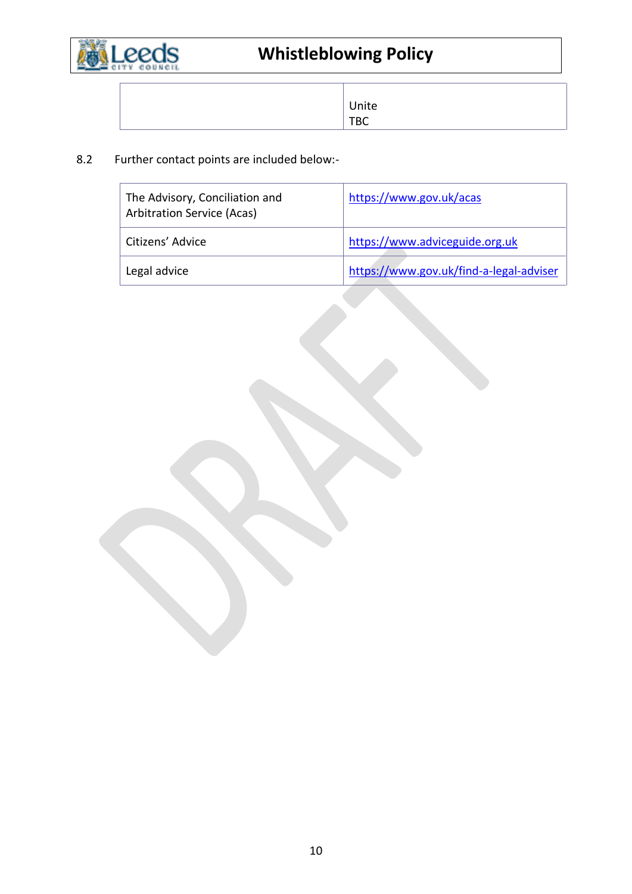| | |
|---|---|
| | Unite<br>TBC |

8.2 Further contact points are included below:-

| | |
|---|---|
| The Advisory, Conciliation and Arbitration Service (Acas) | https://www.gov.uk/acas |
| Citizens' Advice | https://www.adviceguide.org.uk |
| Legal advice | https://www.gov.uk/find-a-legal-adviser |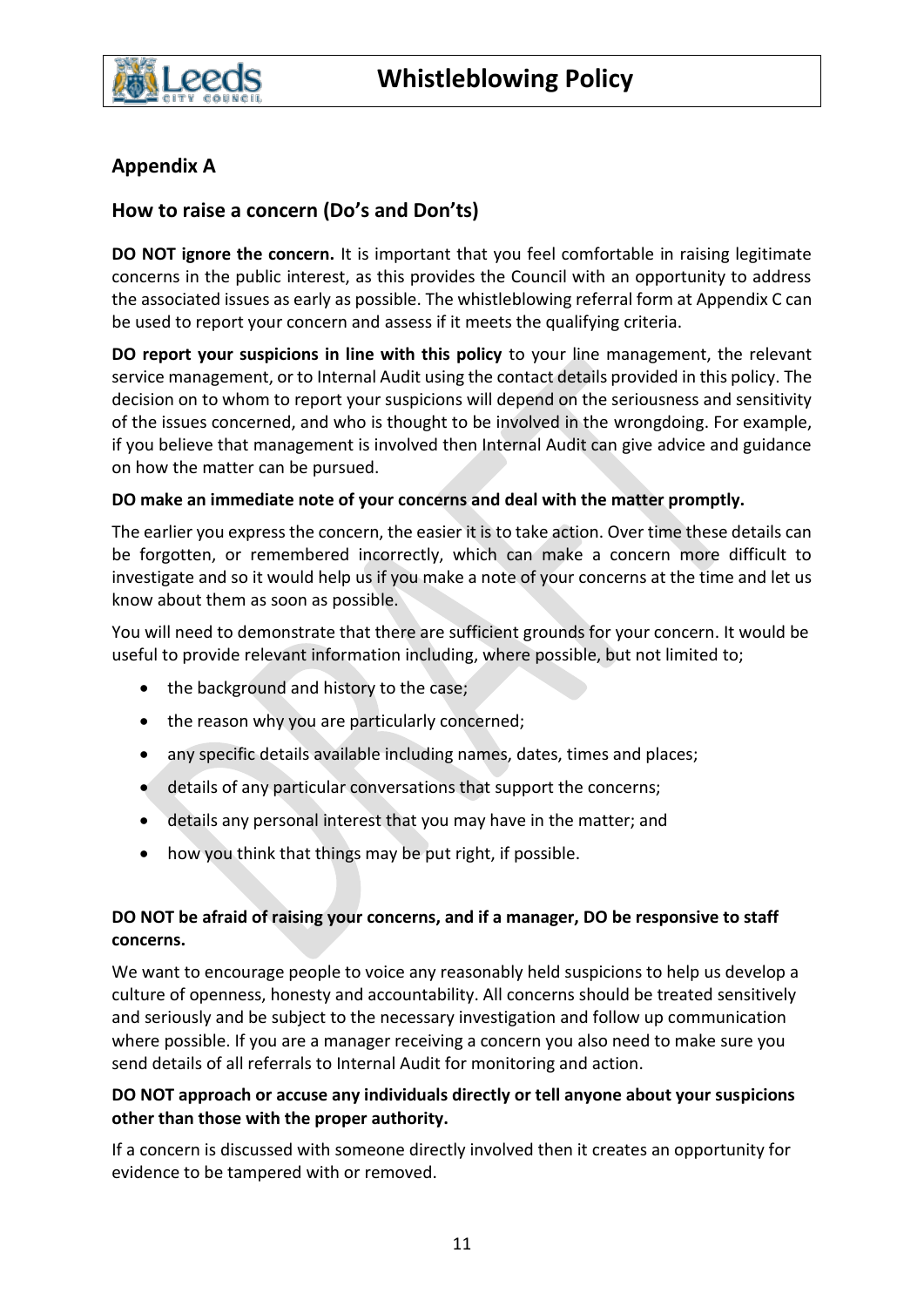## Appendix A

## How to raise a concern (Do's and Don'ts)

**DO NOT ignore the concern.** It is important that you feel comfortable in raising legitimate concerns in the public interest, as this provides the Council with an opportunity to address the associated issues as early as possible. The whistleblowing referral form at Appendix C can be used to report your concern and assess if it meets the qualifying criteria.

**DO report your suspicions in line with this policy** to your line management, the relevant service management, or to Internal Audit using the contact details provided in this policy. The decision on to whom to report your suspicions will depend on the seriousness and sensitivity of the issues concerned, and who is thought to be involved in the wrongdoing. For example, if you believe that management is involved then Internal Audit can give advice and guidance on how the matter can be pursued.

**DO make an immediate note of your concerns and deal with the matter promptly.**

The earlier you express the concern, the easier it is to take action. Over time these details can be forgotten, or remembered incorrectly, which can make a concern more difficult to investigate and so it would help us if you make a note of your concerns at the time and let us know about them as soon as possible.

You will need to demonstrate that there are sufficient grounds for your concern. It would be useful to provide relevant information including, where possible, but not limited to;

- the background and history to the case;
- the reason why you are particularly concerned;
- any specific details available including names, dates, times and places;
- details of any particular conversations that support the concerns;
- details any personal interest that you may have in the matter; and
- how you think that things may be put right, if possible.

**DO NOT be afraid of raising your concerns, and if a manager, DO be responsive to staff concerns.**

We want to encourage people to voice any reasonably held suspicions to help us develop a culture of openness, honesty and accountability. All concerns should be treated sensitively and seriously and be subject to the necessary investigation and follow up communication where possible. If you are a manager receiving a concern you also need to make sure you send details of all referrals to Internal Audit for monitoring and action.

**DO NOT approach or accuse any individuals directly or tell anyone about your suspicions other than those with the proper authority.**

If a concern is discussed with someone directly involved then it creates an opportunity for evidence to be tampered with or removed.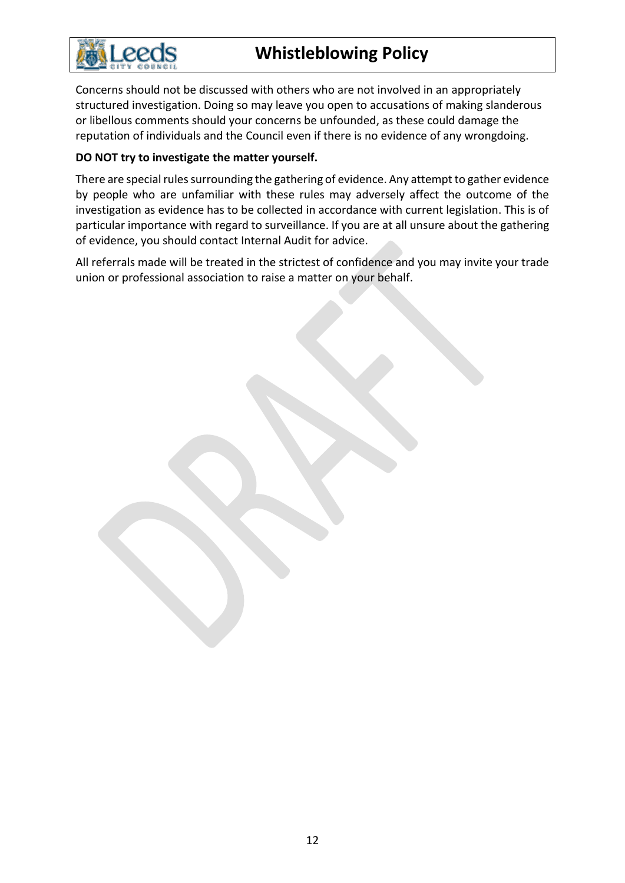Concerns should not be discussed with others who are not involved in an appropriately structured investigation. Doing so may leave you open to accusations of making slanderous or libellous comments should your concerns be unfounded, as these could damage the reputation of individuals and the Council even if there is no evidence of any wrongdoing.

**DO NOT try to investigate the matter yourself.**

There are special rules surrounding the gathering of evidence. Any attempt to gather evidence by people who are unfamiliar with these rules may adversely affect the outcome of the investigation as evidence has to be collected in accordance with current legislation. This is of particular importance with regard to surveillance. If you are at all unsure about the gathering of evidence, you should contact Internal Audit for advice.

All referrals made will be treated in the strictest of confidence and you may invite your trade union or professional association to raise a matter on your behalf.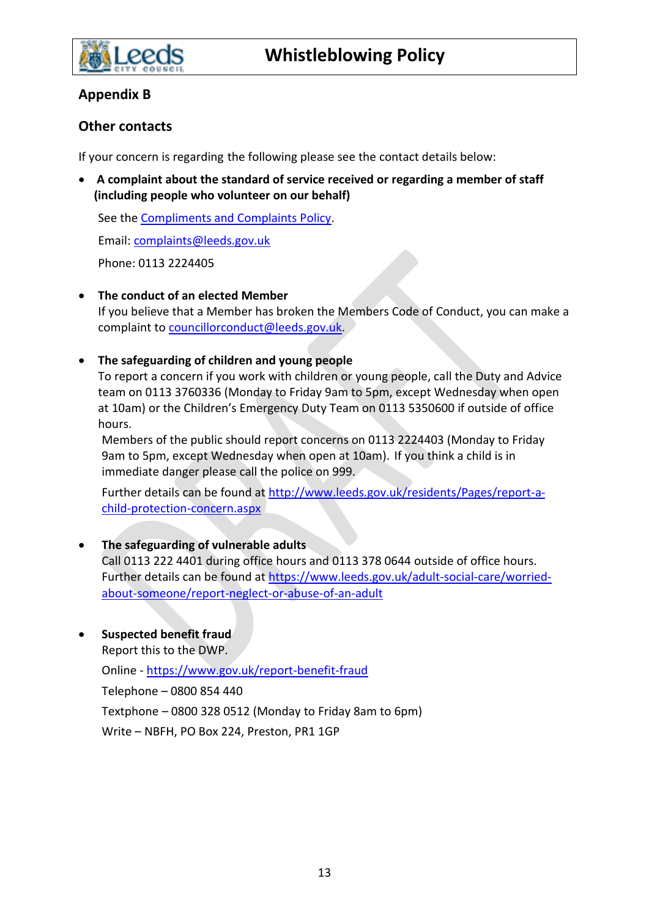## Appendix B

## Other contacts

If your concern is regarding the following please see the contact details below:

- **A complaint about the standard of service received or regarding a member of staff (including people who volunteer on our behalf)**

  See the Compliments and Complaints Policy.

  Email: complaints@leeds.gov.uk

  Phone: 0113 2224405

- **The conduct of an elected Member**
  If you believe that a Member has broken the Members Code of Conduct, you can make a complaint to councillorconduct@leeds.gov.uk.

- **The safeguarding of children and young people**
  To report a concern if you work with children or young people, call the Duty and Advice team on 0113 3760336 (Monday to Friday 9am to 5pm, except Wednesday when open at 10am) or the Children's Emergency Duty Team on 0113 5350600 if outside of office hours.
  Members of the public should report concerns on 0113 2224403 (Monday to Friday 9am to 5pm, except Wednesday when open at 10am). If you think a child is in immediate danger please call the police on 999.

  Further details can be found at http://www.leeds.gov.uk/residents/Pages/report-a-child-protection-concern.aspx

- **The safeguarding of vulnerable adults**
  Call 0113 222 4401 during office hours and 0113 378 0644 outside of office hours.
  Further details can be found at https://www.leeds.gov.uk/adult-social-care/worried-about-someone/report-neglect-or-abuse-of-an-adult

- **Suspected benefit fraud**
  Report this to the DWP.

  Online - https://www.gov.uk/report-benefit-fraud

  Telephone – 0800 854 440

  Textphone – 0800 328 0512 (Monday to Friday 8am to 6pm)

  Write – NBFH, PO Box 224, Preston, PR1 1GP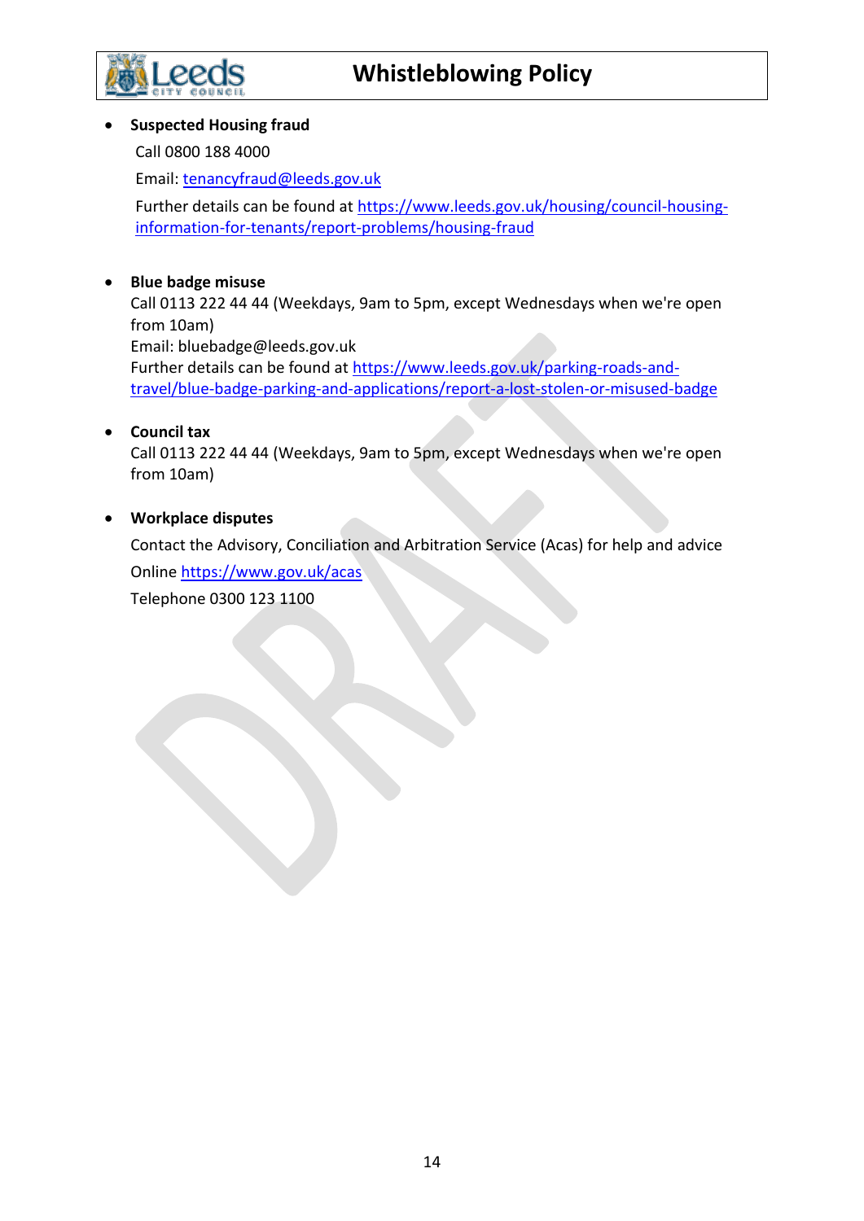- **Suspected Housing fraud**

  Call 0800 188 4000

  Email: tenancyfraud@leeds.gov.uk

  Further details can be found at https://www.leeds.gov.uk/housing/council-housing-information-for-tenants/report-problems/housing-fraud

- **Blue badge misuse**
  Call 0113 222 44 44 (Weekdays, 9am to 5pm, except Wednesdays when we're open from 10am)
  Email: bluebadge@leeds.gov.uk
  Further details can be found at https://www.leeds.gov.uk/parking-roads-and-travel/blue-badge-parking-and-applications/report-a-lost-stolen-or-misused-badge

- **Council tax**
  Call 0113 222 44 44 (Weekdays, 9am to 5pm, except Wednesdays when we're open from 10am)

- **Workplace disputes**

  Contact the Advisory, Conciliation and Arbitration Service (Acas) for help and advice

  Online https://www.gov.uk/acas

  Telephone 0300 123 1100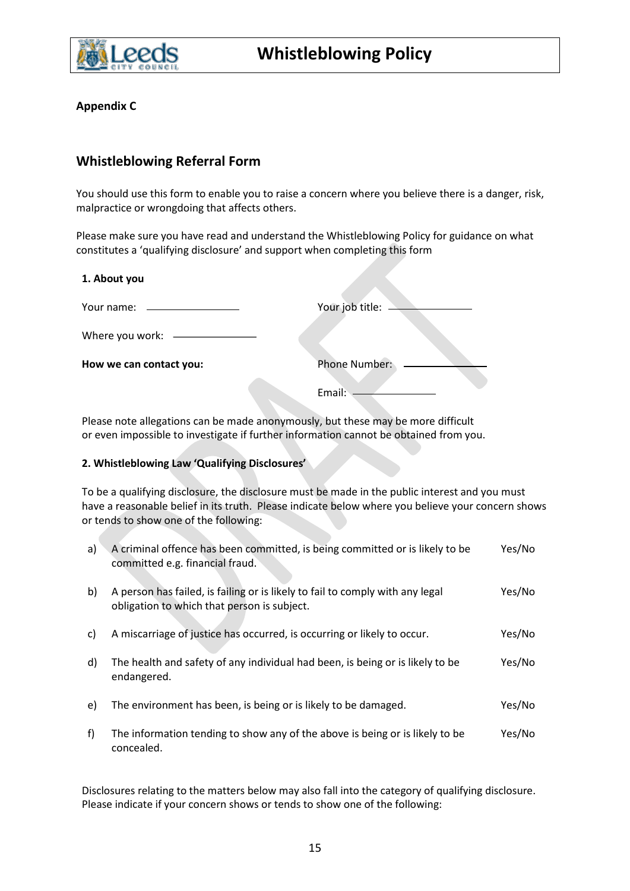**Appendix C**

## Whistleblowing Referral Form

You should use this form to enable you to raise a concern where you believe there is a danger, risk, malpractice or wrongdoing that affects others.

Please make sure you have read and understand the Whistleblowing Policy for guidance on what constitutes a 'qualifying disclosure' and support when completing this form

**1. About you**

Your name: \_\_\_\_\_\_\_\_\_\_\_\_\_\_\_\_ Your job title: \_\_\_\_\_\_\_\_\_\_\_\_\_\_\_\_

Where you work: \_\_\_\_\_\_\_\_\_\_\_\_\_\_\_\_

**How we can contact you:** Phone Number: \_\_\_\_\_\_\_\_\_\_\_\_\_\_\_\_

Email: \_\_\_\_\_\_\_\_\_\_\_\_\_\_\_\_

Please note allegations can be made anonymously, but these may be more difficult or even impossible to investigate if further information cannot be obtained from you.

**2. Whistleblowing Law 'Qualifying Disclosures'**

To be a qualifying disclosure, the disclosure must be made in the public interest and you must have a reasonable belief in its truth. Please indicate below where you believe your concern shows or tends to show one of the following:

| | | |
|---|---|---|
| a) | A criminal offence has been committed, is being committed or is likely to be committed e.g. financial fraud. | Yes/No |
| b) | A person has failed, is failing or is likely to fail to comply with any legal obligation to which that person is subject. | Yes/No |
| c) | A miscarriage of justice has occurred, is occurring or likely to occur. | Yes/No |
| d) | The health and safety of any individual had been, is being or is likely to be endangered. | Yes/No |
| e) | The environment has been, is being or is likely to be damaged. | Yes/No |
| f) | The information tending to show any of the above is being or is likely to be concealed. | Yes/No |

Disclosures relating to the matters below may also fall into the category of qualifying disclosure. Please indicate if your concern shows or tends to show one of the following: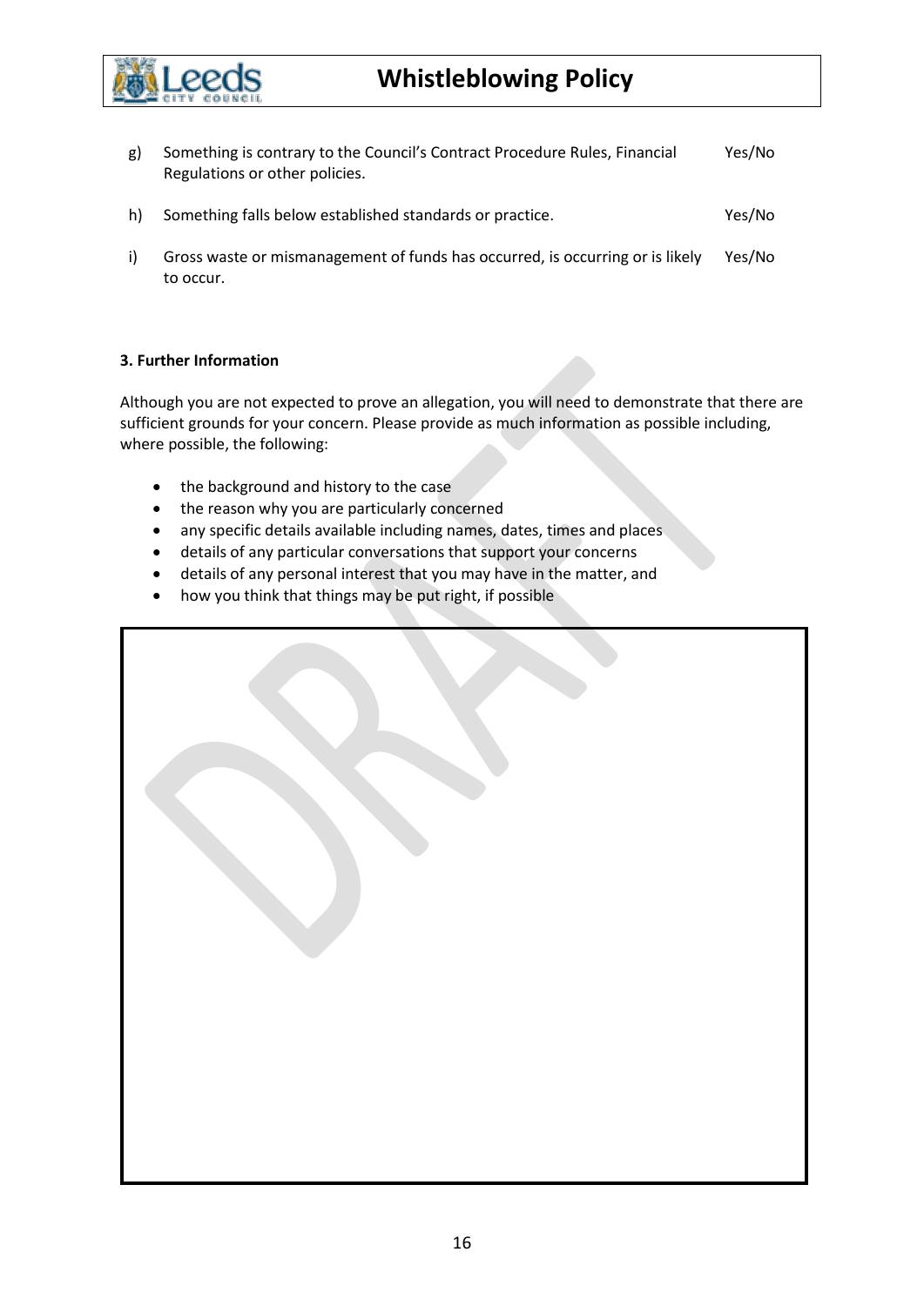| | | |
|---|---|---|
| g) | Something is contrary to the Council's Contract Procedure Rules, Financial Regulations or other policies. | Yes/No |
| h) | Something falls below established standards or practice. | Yes/No |
| i) | Gross waste or mismanagement of funds has occurred, is occurring or is likely to occur. | Yes/No |

**3. Further Information**

Although you are not expected to prove an allegation, you will need to demonstrate that there are sufficient grounds for your concern. Please provide as much information as possible including, where possible, the following:

- the background and history to the case
- the reason why you are particularly concerned
- any specific details available including names, dates, times and places
- details of any particular conversations that support your concerns
- details of any personal interest that you may have in the matter, and
- how you think that things may be put right, if possible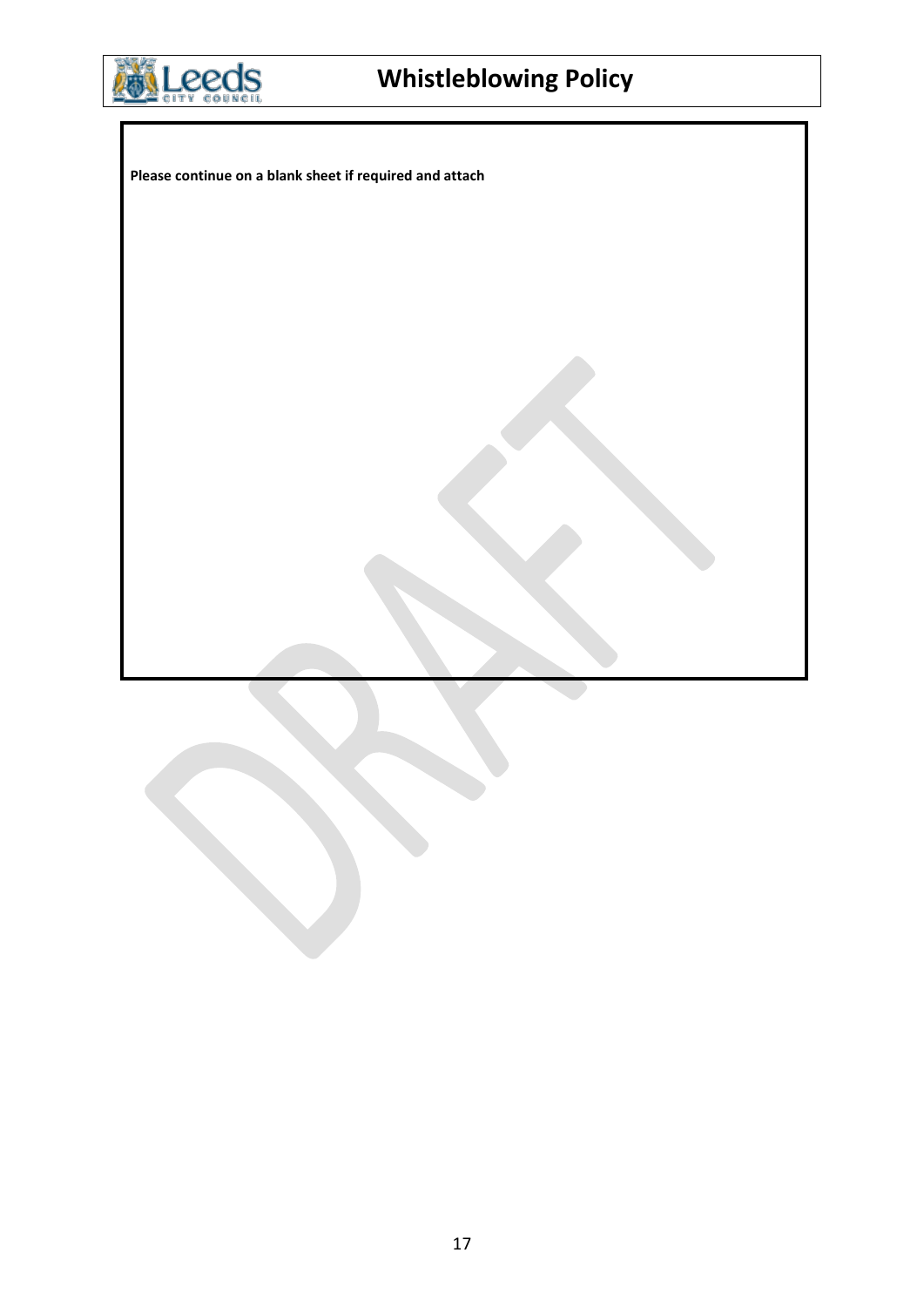**Please continue on a blank sheet if required and attach**